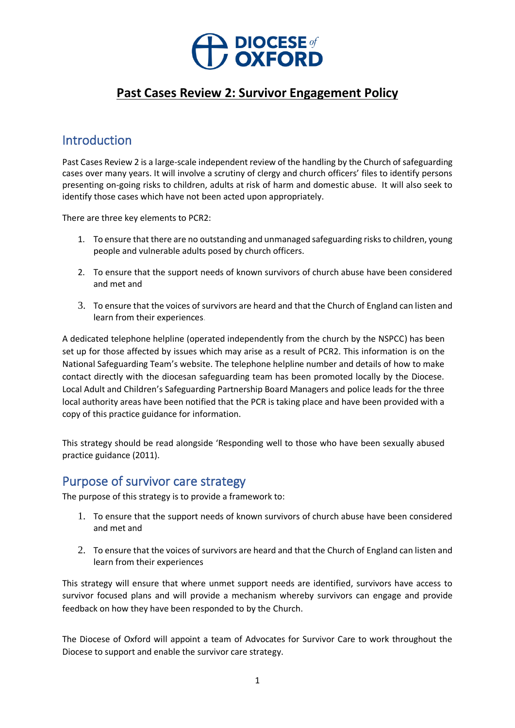# Past Cases Review 2: Survivor Engagement Policy

## Introduction

Past Cases Review 2 is a large-scale independent review of the handling by the Church of safeguarding cases over many years. It will involve a scrutiny of clergy and church officers' files to identify persons presenting on-going risks to children, adults at risk of harm and domestic abuse. It will also seek to identify those cases which have not been acted upon appropriately.

There are three key elements to PCR2:

1. To ensure that there are no outstanding and unmanaged safeguarding risks to children, young people and vulnerable adults posed by church officers.

2. To ensure that the support needs of known survivors of church abuse have been considered and met and

3. To ensure that the voices of survivors are heard and that the Church of England can listen and learn from their experiences.

A dedicated telephone helpline (operated independently from the church by the NSPCC) has been set up for those affected by issues which may arise as a result of PCR2. This information is on the National Safeguarding Team's website. The telephone helpline number and details of how to make contact directly with the diocesan safeguarding team has been promoted locally by the Diocese. Local Adult and Children's Safeguarding Partnership Board Managers and police leads for the three local authority areas have been notified that the PCR is taking place and have been provided with a copy of this practice guidance for information.

This strategy should be read alongside 'Responding well to those who have been sexually abused practice guidance (2011).

## Purpose of survivor care strategy

The purpose of this strategy is to provide a framework to:

1. To ensure that the support needs of known survivors of church abuse have been considered and met and

2. To ensure that the voices of survivors are heard and that the Church of England can listen and learn from their experiences

This strategy will ensure that where unmet support needs are identified, survivors have access to survivor focused plans and will provide a mechanism whereby survivors can engage and provide feedback on how they have been responded to by the Church.

The Diocese of Oxford will appoint a team of Advocates for Survivor Care to work throughout the Diocese to support and enable the survivor care strategy.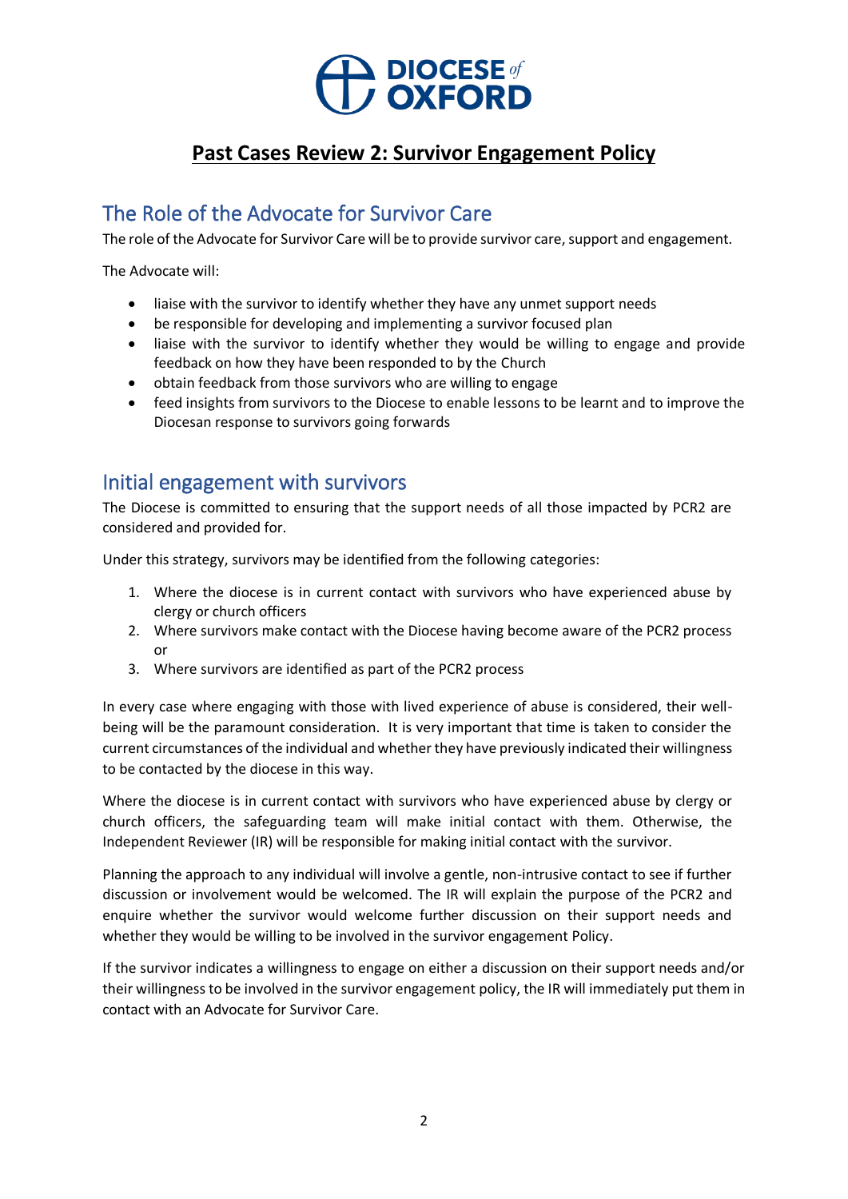# Past Cases Review 2: Survivor Engagement Policy

## The Role of the Advocate for Survivor Care

The role of the Advocate for Survivor Care will be to provide survivor care, support and engagement.

The Advocate will:

- liaise with the survivor to identify whether they have any unmet support needs
- be responsible for developing and implementing a survivor focused plan
- liaise with the survivor to identify whether they would be willing to engage and provide feedback on how they have been responded to by the Church
- obtain feedback from those survivors who are willing to engage
- feed insights from survivors to the Diocese to enable lessons to be learnt and to improve the Diocesan response to survivors going forwards

## Initial engagement with survivors

The Diocese is committed to ensuring that the support needs of all those impacted by PCR2 are considered and provided for.

Under this strategy, survivors may be identified from the following categories:

1. Where the diocese is in current contact with survivors who have experienced abuse by clergy or church officers
2. Where survivors make contact with the Diocese having become aware of the PCR2 process or
3. Where survivors are identified as part of the PCR2 process

In every case where engaging with those with lived experience of abuse is considered, their well-being will be the paramount consideration. It is very important that time is taken to consider the current circumstances of the individual and whether they have previously indicated their willingness to be contacted by the diocese in this way.

Where the diocese is in current contact with survivors who have experienced abuse by clergy or church officers, the safeguarding team will make initial contact with them. Otherwise, the Independent Reviewer (IR) will be responsible for making initial contact with the survivor.

Planning the approach to any individual will involve a gentle, non-intrusive contact to see if further discussion or involvement would be welcomed. The IR will explain the purpose of the PCR2 and enquire whether the survivor would welcome further discussion on their support needs and whether they would be willing to be involved in the survivor engagement Policy.

If the survivor indicates a willingness to engage on either a discussion on their support needs and/or their willingness to be involved in the survivor engagement policy, the IR will immediately put them in contact with an Advocate for Survivor Care.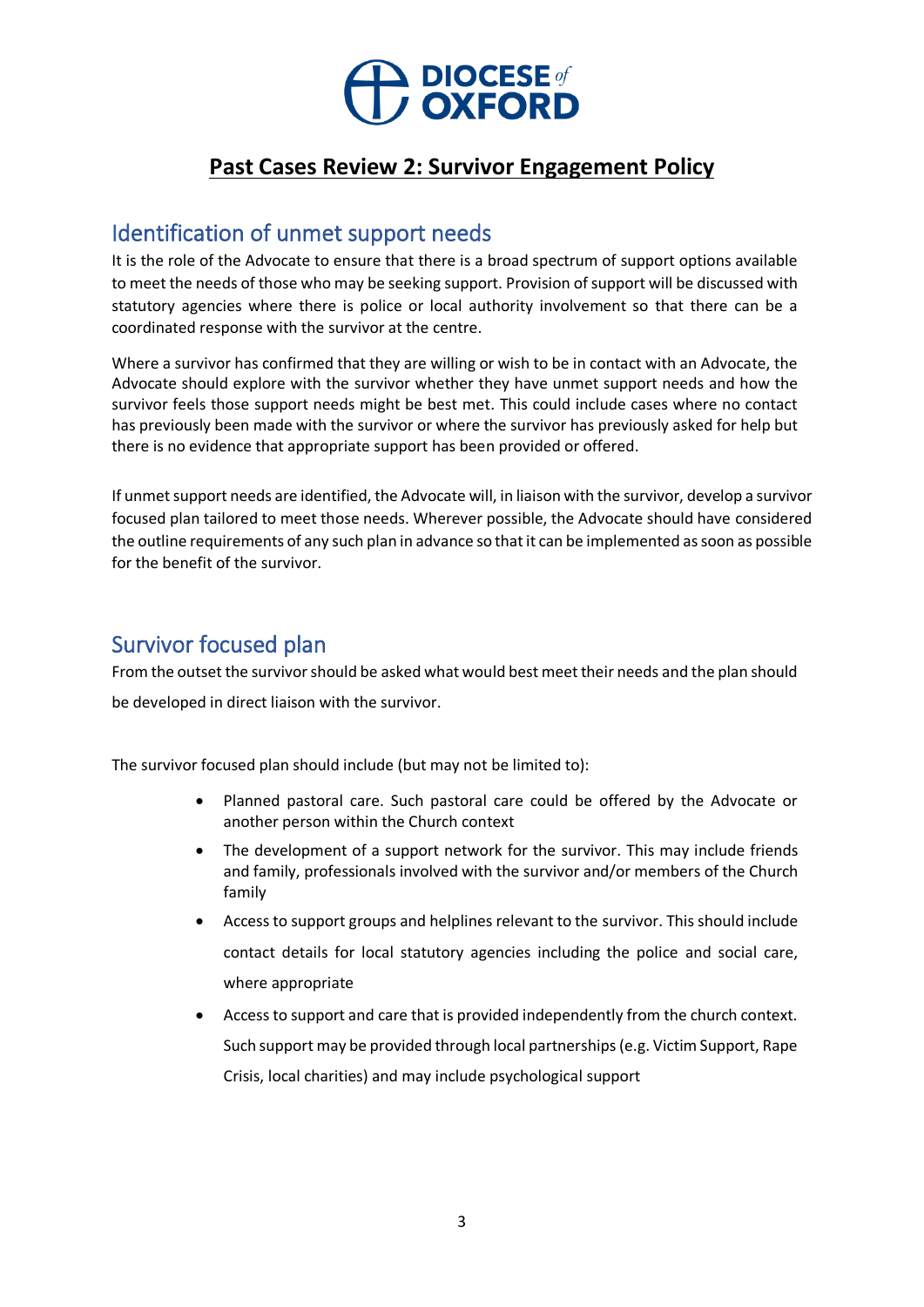# Past Cases Review 2: Survivor Engagement Policy

## Identification of unmet support needs

It is the role of the Advocate to ensure that there is a broad spectrum of support options available to meet the needs of those who may be seeking support. Provision of support will be discussed with statutory agencies where there is police or local authority involvement so that there can be a coordinated response with the survivor at the centre.

Where a survivor has confirmed that they are willing or wish to be in contact with an Advocate, the Advocate should explore with the survivor whether they have unmet support needs and how the survivor feels those support needs might be best met. This could include cases where no contact has previously been made with the survivor or where the survivor has previously asked for help but there is no evidence that appropriate support has been provided or offered.

If unmet support needs are identified, the Advocate will, in liaison with the survivor, develop a survivor focused plan tailored to meet those needs. Wherever possible, the Advocate should have considered the outline requirements of any such plan in advance so that it can be implemented as soon as possible for the benefit of the survivor.

## Survivor focused plan

From the outset the survivor should be asked what would best meet their needs and the plan should be developed in direct liaison with the survivor.

The survivor focused plan should include (but may not be limited to):

- Planned pastoral care. Such pastoral care could be offered by the Advocate or another person within the Church context
- The development of a support network for the survivor. This may include friends and family, professionals involved with the survivor and/or members of the Church family
- Access to support groups and helplines relevant to the survivor. This should include contact details for local statutory agencies including the police and social care, where appropriate
- Access to support and care that is provided independently from the church context. Such support may be provided through local partnerships (e.g. Victim Support, Rape Crisis, local charities) and may include psychological support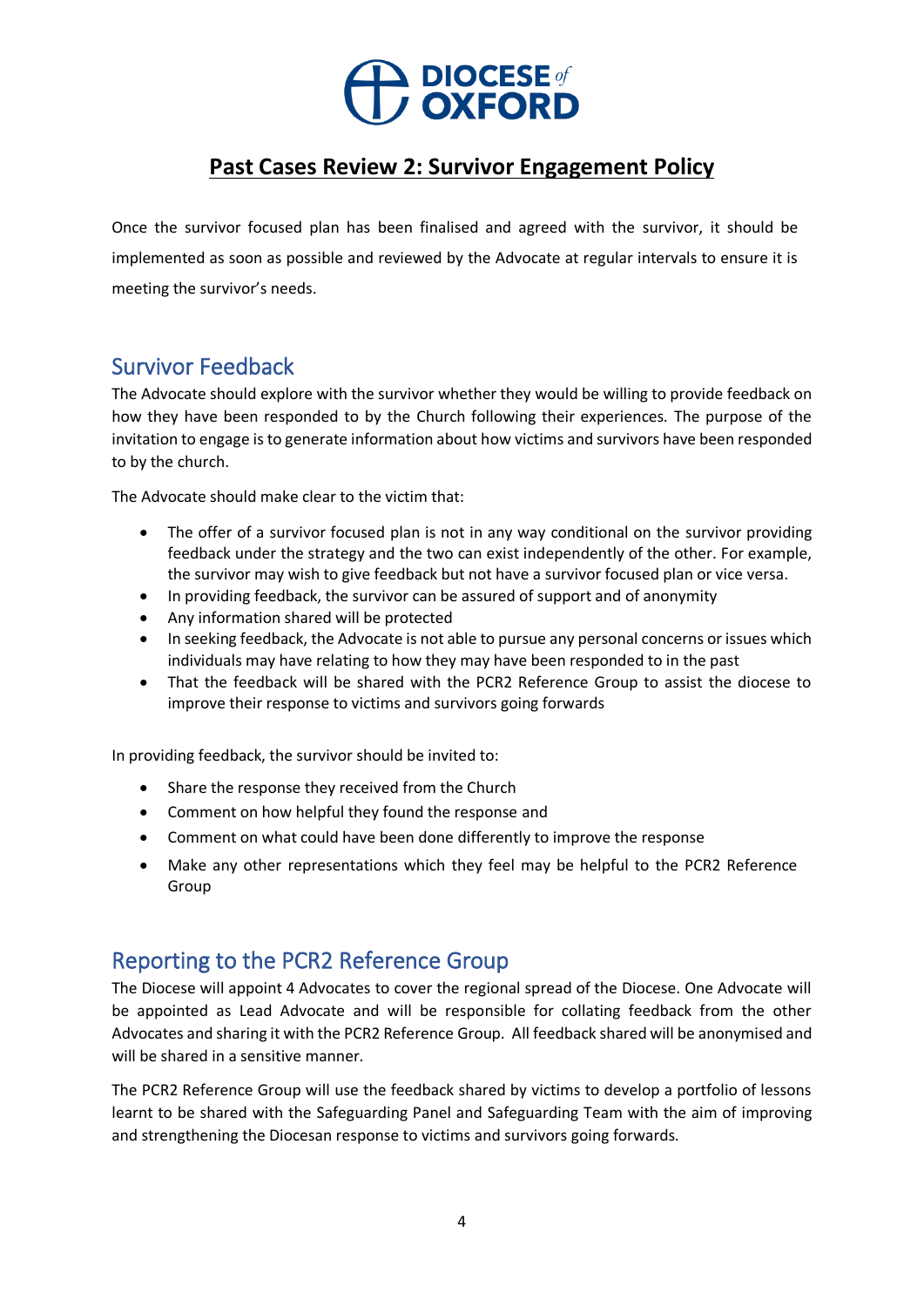## Past Cases Review 2: Survivor Engagement Policy

Once the survivor focused plan has been finalised and agreed with the survivor, it should be implemented as soon as possible and reviewed by the Advocate at regular intervals to ensure it is meeting the survivor's needs.

## Survivor Feedback

The Advocate should explore with the survivor whether they would be willing to provide feedback on how they have been responded to by the Church following their experiences. The purpose of the invitation to engage is to generate information about how victims and survivors have been responded to by the church.

The Advocate should make clear to the victim that:

- The offer of a survivor focused plan is not in any way conditional on the survivor providing feedback under the strategy and the two can exist independently of the other. For example, the survivor may wish to give feedback but not have a survivor focused plan or vice versa.
- In providing feedback, the survivor can be assured of support and of anonymity
- Any information shared will be protected
- In seeking feedback, the Advocate is not able to pursue any personal concerns or issues which individuals may have relating to how they may have been responded to in the past
- That the feedback will be shared with the PCR2 Reference Group to assist the diocese to improve their response to victims and survivors going forwards

In providing feedback, the survivor should be invited to:

- Share the response they received from the Church
- Comment on how helpful they found the response and
- Comment on what could have been done differently to improve the response
- Make any other representations which they feel may be helpful to the PCR2 Reference Group

## Reporting to the PCR2 Reference Group

The Diocese will appoint 4 Advocates to cover the regional spread of the Diocese. One Advocate will be appointed as Lead Advocate and will be responsible for collating feedback from the other Advocates and sharing it with the PCR2 Reference Group. All feedback shared will be anonymised and will be shared in a sensitive manner.

The PCR2 Reference Group will use the feedback shared by victims to develop a portfolio of lessons learnt to be shared with the Safeguarding Panel and Safeguarding Team with the aim of improving and strengthening the Diocesan response to victims and survivors going forwards.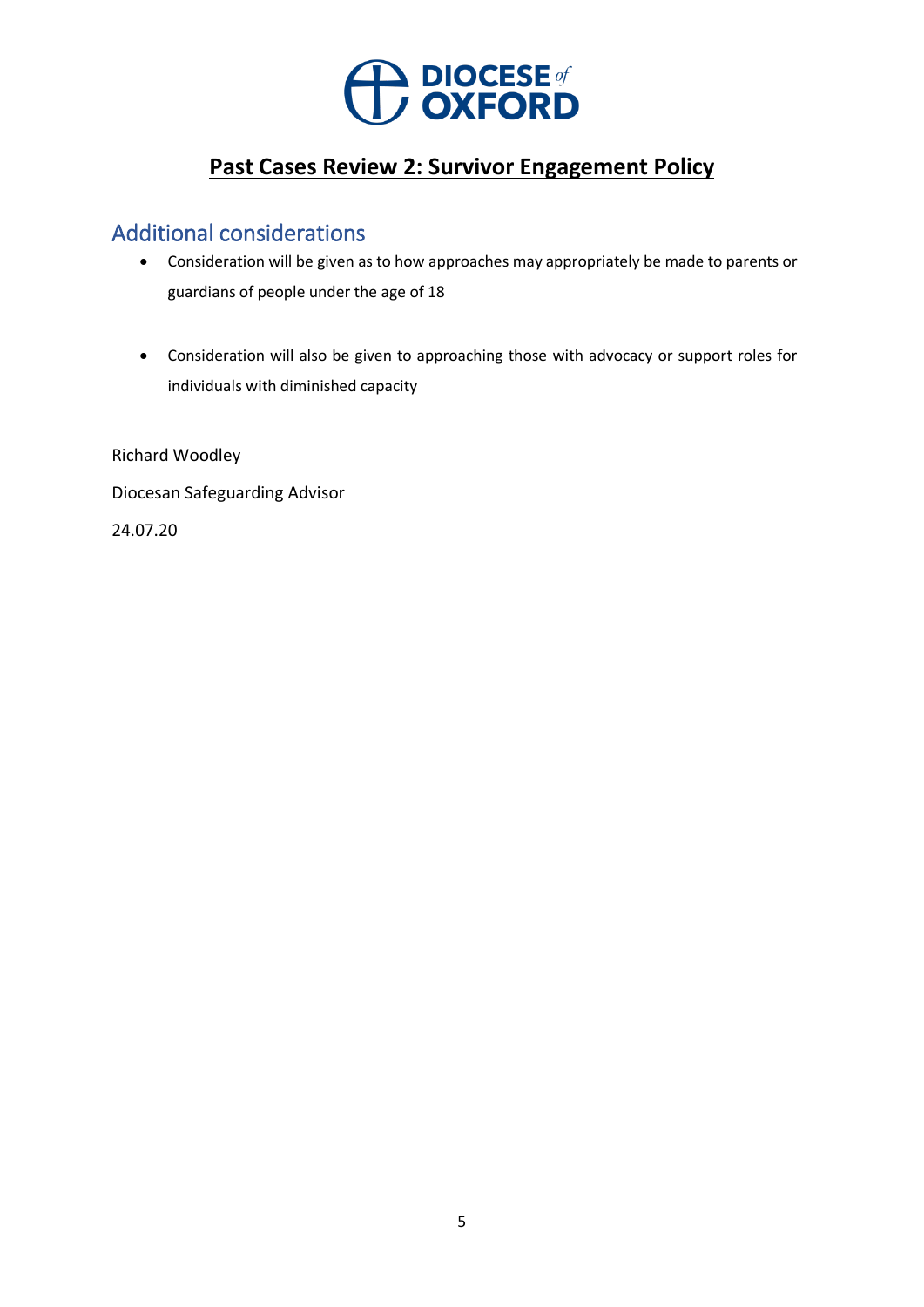# Past Cases Review 2: Survivor Engagement Policy

## Additional considerations

- Consideration will be given as to how approaches may appropriately be made to parents or guardians of people under the age of 18
- Consideration will also be given to approaching those with advocacy or support roles for individuals with diminished capacity

Richard Woodley

Diocesan Safeguarding Advisor

24.07.20